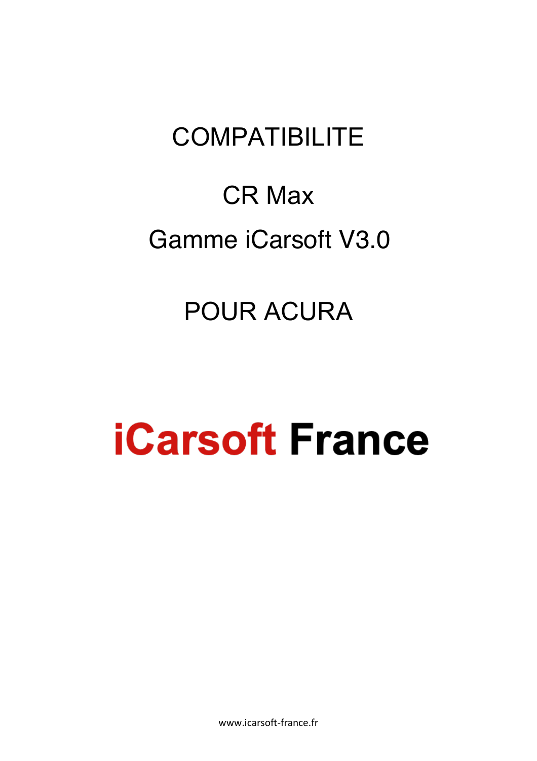# COMPATIBILITE

# CR Max

# Gamme iCarsoft V3.0

# POUR ACURA

**iCarsoft France**

www.icarsoft-france.fr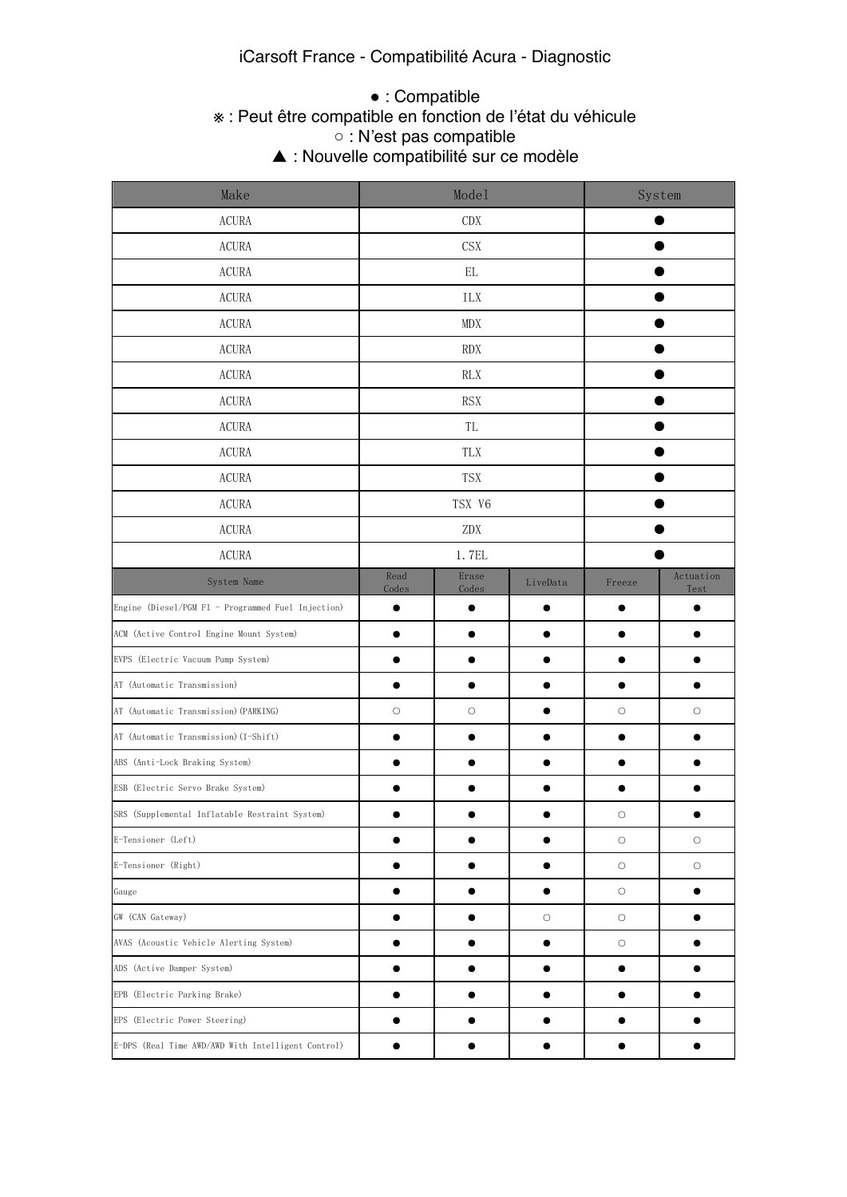iCarsoft France - Compatibilité Acura - Diagnostic

● : Compatible
※ : Peut être compatible en fonction de l'état du véhicule
○ : N'est pas compatible
▲ : Nouvelle compatibilité sur ce modèle

| Make | Model | | | System | |
|---|---|---|---|---|---|
| ACURA | CDX | | | ● | |
| ACURA | CSX | | | ● | |
| ACURA | EL | | | ● | |
| ACURA | ILX | | | ● | |
| ACURA | MDX | | | ● | |
| ACURA | RDX | | | ● | |
| ACURA | RLX | | | ● | |
| ACURA | RSX | | | ● | |
| ACURA | TL | | | ● | |
| ACURA | TLX | | | ● | |
| ACURA | TSX | | | ● | |
| ACURA | TSX V6 | | | ● | |
| ACURA | ZDX | | | ● | |
| ACURA | 1.7EL | | | ● | |
| System Name | Read Codes | Erase Codes | LiveData | Freeze | Actuation Test |
| Engine (Diesel/PGM FI - Programmed Fuel Injection) | ● | ● | ● | ● | ● |
| ACM (Active Control Engine Mount System) | ● | ● | ● | ● | ● |
| EVPS (Electric Vacuum Pump System) | ● | ● | ● | ● | ● |
| AT (Automatic Transmission) | ● | ● | ● | ● | ● |
| AT (Automatic Transmission)(PARKING) | ○ | ○ | ● | ○ | ○ |
| AT (Automatic Transmission)(I-Shift) | ● | ● | ● | ● | ● |
| ABS (Anti-Lock Braking System) | ● | ● | ● | ● | ● |
| ESB (Electric Servo Brake System) | ● | ● | ● | ● | ● |
| SRS (Supplemental Inflatable Restraint System) | ● | ● | ● | ○ | ● |
| E-Tensioner (Left) | ● | ● | ● | ○ | ○ |
| E-Tensioner (Right) | ● | ● | ● | ○ | ○ |
| Gauge | ● | ● | ● | ○ | ● |
| GW (CAN Gateway) | ● | ● | ○ | ○ | ● |
| AVAS (Acoustic Vehicle Alerting System) | ● | ● | ● | ○ | ● |
| ADS (Active Damper System) | ● | ● | ● | ● | ● |
| EPB (Electric Parking Brake) | ● | ● | ● | ● | ● |
| EPS (Electric Power Steering) | ● | ● | ● | ● | ● |
| E-DPS (Real Time AWD/AWD With Intelligent Control) | ● | ● | ● | ● | ● |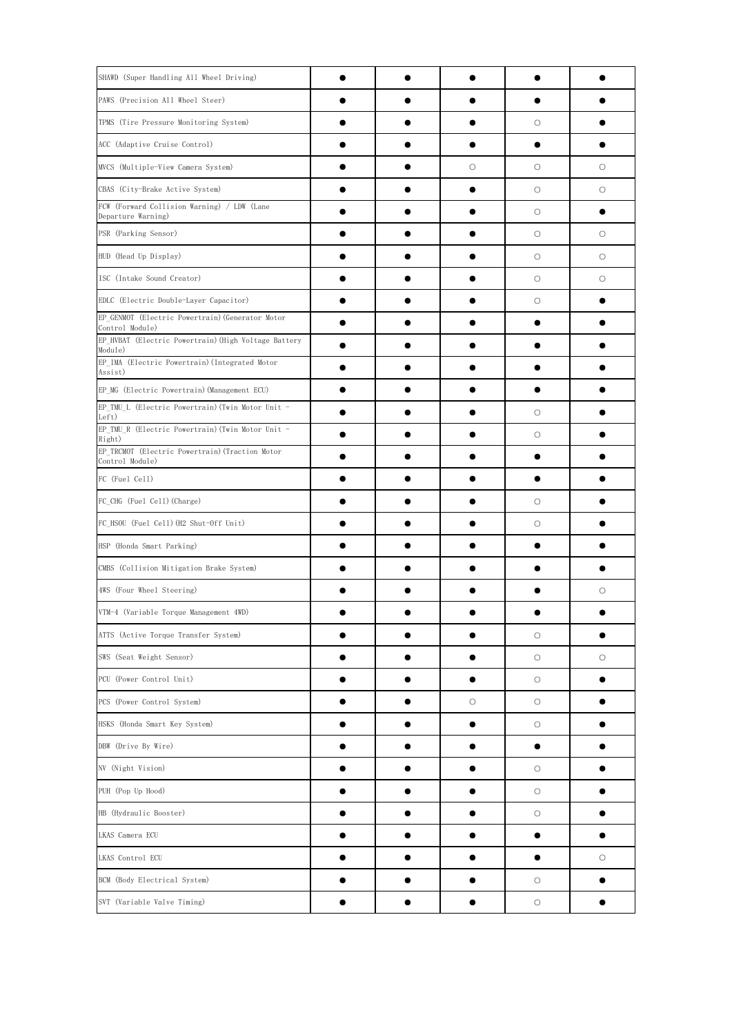| | | | | | |
|---|---|---|---|---|---|
| SHAWD (Super Handling All Wheel Driving) | ● | ● | ● | ● | ● |
| PAWS (Precision All Wheel Steer) | ● | ● | ● | ● | ● |
| TPMS (Tire Pressure Monitoring System) | ● | ● | ● | ○ | ● |
| ACC (Adaptive Cruise Control) | ● | ● | ● | ● | ● |
| MVCS (Multiple-View Camera System) | ● | ● | ○ | ○ | ○ |
| CBAS (City-Brake Active System) | ● | ● | ● | ○ | ○ |
| FCW (Forward Collision Warning) / LDW (Lane Departure Warning) | ● | ● | ● | ○ | ● |
| PSR (Parking Sensor) | ● | ● | ● | ○ | ○ |
| HUD (Head Up Display) | ● | ● | ● | ○ | ○ |
| ISC (Intake Sound Creator) | ● | ● | ● | ○ | ○ |
| EDLC (Electric Double-Layer Capacitor) | ● | ● | ● | ○ | ● |
| EP_GENMOT (Electric Powertrain)(Generator Motor Control Module) | ● | ● | ● | ● | ● |
| EP_HVBAT (Electric Powertrain)(High Voltage Battery Module) | ● | ● | ● | ● | ● |
| EP_IMA (Electric Powertrain)(Integrated Motor Assist) | ● | ● | ● | ● | ● |
| EP_MG (Electric Powertrain)(Management ECU) | ● | ● | ● | ● | ● |
| EP_TMU_L (Electric Powertrain)(Twin Motor Unit - Left) | ● | ● | ● | ○ | ● |
| EP_TMU_R (Electric Powertrain)(Twin Motor Unit - Right) | ● | ● | ● | ○ | ● |
| EP_TRCMOT (Electric Powertrain)(Traction Motor Control Module) | ● | ● | ● | ● | ● |
| FC (Fuel Cell) | ● | ● | ● | ● | ● |
| FC_CHG (Fuel Cell)(Charge) | ● | ● | ● | ○ | ● |
| FC_HSOU (Fuel Cell)(H2 Shut-Off Unit) | ● | ● | ● | ○ | ● |
| HSP (Honda Smart Parking) | ● | ● | ● | ● | ● |
| CMBS (Collision Mitigation Brake System) | ● | ● | ● | ● | ● |
| 4WS (Four Wheel Steering) | ● | ● | ● | ● | ○ |
| VTM-4 (Variable Torque Management 4WD) | ● | ● | ● | ● | ● |
| ATTS (Active Torque Transfer System) | ● | ● | ● | ○ | ● |
| SWS (Seat Weight Sensor) | ● | ● | ● | ○ | ○ |
| PCU (Power Control Unit) | ● | ● | ● | ○ | ● |
| PCS (Power Control System) | ● | ● | ○ | ○ | ● |
| HSKS (Honda Smart Key System) | ● | ● | ● | ○ | ● |
| DBW (Drive By Wire) | ● | ● | ● | ● | ● |
| NV (Night Vision) | ● | ● | ● | ○ | ● |
| PUH (Pop Up Hood) | ● | ● | ● | ○ | ● |
| HB (Hydraulic Booster) | ● | ● | ● | ○ | ● |
| LKAS Camera ECU | ● | ● | ● | ● | ● |
| LKAS Control ECU | ● | ● | ● | ● | ○ |
| BCM (Body Electrical System) | ● | ● | ● | ○ | ● |
| SVT (Variable Valve Timing) | ● | ● | ● | ○ | ● |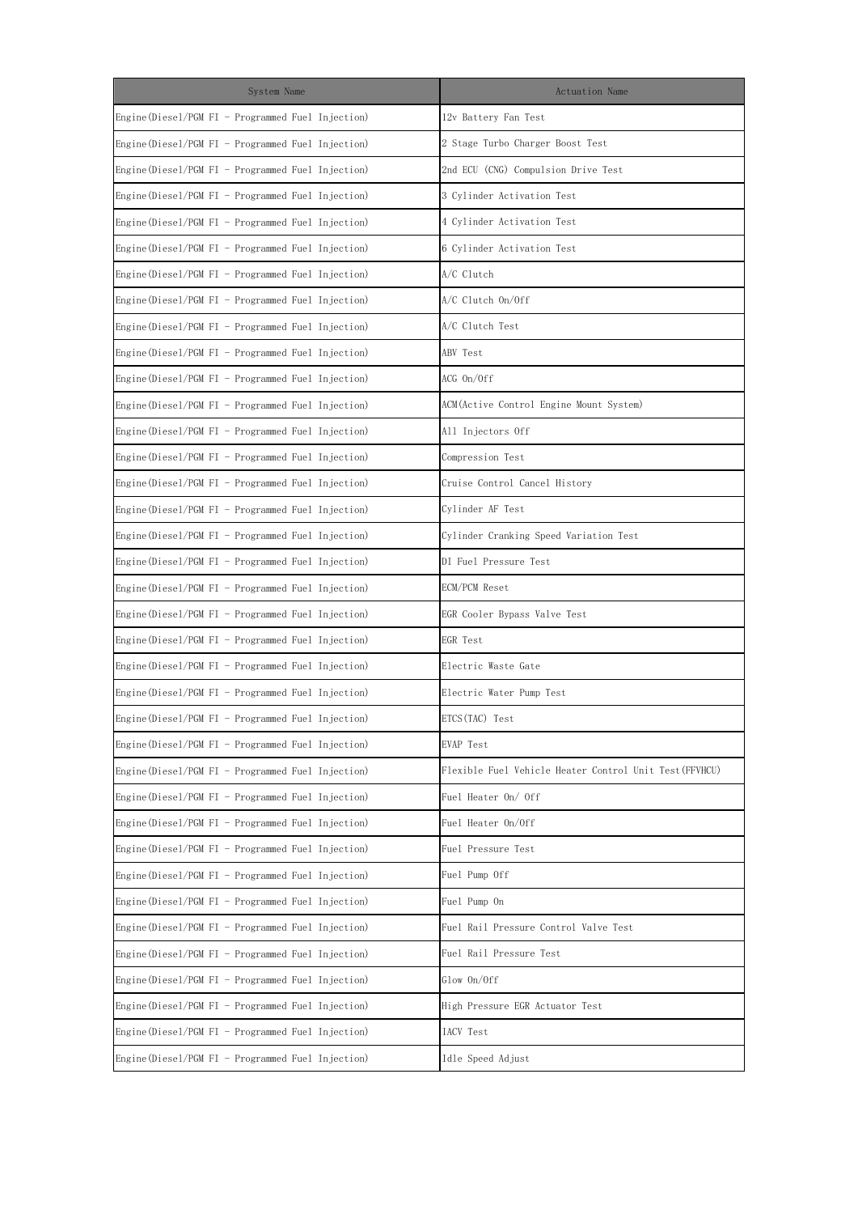| System Name | Actuation Name |
| --- | --- |
| Engine(Diesel/PGM FI - Programmed Fuel Injection) | 12v Battery Fan Test |
| Engine(Diesel/PGM FI - Programmed Fuel Injection) | 2 Stage Turbo Charger Boost Test |
| Engine(Diesel/PGM FI - Programmed Fuel Injection) | 2nd ECU (CNG) Compulsion Drive Test |
| Engine(Diesel/PGM FI - Programmed Fuel Injection) | 3 Cylinder Activation Test |
| Engine(Diesel/PGM FI - Programmed Fuel Injection) | 4 Cylinder Activation Test |
| Engine(Diesel/PGM FI - Programmed Fuel Injection) | 6 Cylinder Activation Test |
| Engine(Diesel/PGM FI - Programmed Fuel Injection) | A/C Clutch |
| Engine(Diesel/PGM FI - Programmed Fuel Injection) | A/C Clutch On/Off |
| Engine(Diesel/PGM FI - Programmed Fuel Injection) | A/C Clutch Test |
| Engine(Diesel/PGM FI - Programmed Fuel Injection) | ABV Test |
| Engine(Diesel/PGM FI - Programmed Fuel Injection) | ACG On/Off |
| Engine(Diesel/PGM FI - Programmed Fuel Injection) | ACM(Active Control Engine Mount System) |
| Engine(Diesel/PGM FI - Programmed Fuel Injection) | All Injectors Off |
| Engine(Diesel/PGM FI - Programmed Fuel Injection) | Compression Test |
| Engine(Diesel/PGM FI - Programmed Fuel Injection) | Cruise Control Cancel History |
| Engine(Diesel/PGM FI - Programmed Fuel Injection) | Cylinder AF Test |
| Engine(Diesel/PGM FI - Programmed Fuel Injection) | Cylinder Cranking Speed Variation Test |
| Engine(Diesel/PGM FI - Programmed Fuel Injection) | DI Fuel Pressure Test |
| Engine(Diesel/PGM FI - Programmed Fuel Injection) | ECM/PCM Reset |
| Engine(Diesel/PGM FI - Programmed Fuel Injection) | EGR Cooler Bypass Valve Test |
| Engine(Diesel/PGM FI - Programmed Fuel Injection) | EGR Test |
| Engine(Diesel/PGM FI - Programmed Fuel Injection) | Electric Waste Gate |
| Engine(Diesel/PGM FI - Programmed Fuel Injection) | Electric Water Pump Test |
| Engine(Diesel/PGM FI - Programmed Fuel Injection) | ETCS(TAC) Test |
| Engine(Diesel/PGM FI - Programmed Fuel Injection) | EVAP Test |
| Engine(Diesel/PGM FI - Programmed Fuel Injection) | Flexible Fuel Vehicle Heater Control Unit Test(FFVHCU) |
| Engine(Diesel/PGM FI - Programmed Fuel Injection) | Fuel Heater On/ Off |
| Engine(Diesel/PGM FI - Programmed Fuel Injection) | Fuel Heater On/Off |
| Engine(Diesel/PGM FI - Programmed Fuel Injection) | Fuel Pressure Test |
| Engine(Diesel/PGM FI - Programmed Fuel Injection) | Fuel Pump Off |
| Engine(Diesel/PGM FI - Programmed Fuel Injection) | Fuel Pump On |
| Engine(Diesel/PGM FI - Programmed Fuel Injection) | Fuel Rail Pressure Control Valve Test |
| Engine(Diesel/PGM FI - Programmed Fuel Injection) | Fuel Rail Pressure Test |
| Engine(Diesel/PGM FI - Programmed Fuel Injection) | Glow On/Off |
| Engine(Diesel/PGM FI - Programmed Fuel Injection) | High Pressure EGR Actuator Test |
| Engine(Diesel/PGM FI - Programmed Fuel Injection) | IACV Test |
| Engine(Diesel/PGM FI - Programmed Fuel Injection) | Idle Speed Adjust |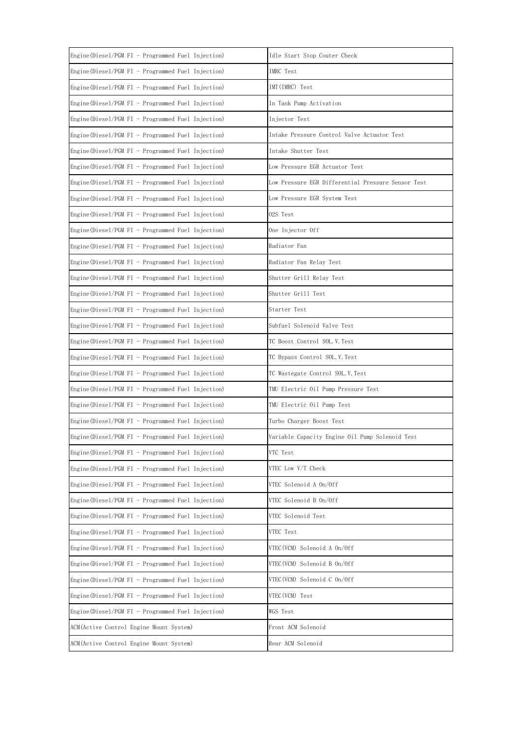| Engine(Diesel/PGM FI - Programmed Fuel Injection) | Idle Start Stop Couter Check |
|---|---|
| Engine(Diesel/PGM FI - Programmed Fuel Injection) | IMRC Test |
| Engine(Diesel/PGM FI - Programmed Fuel Injection) | IMT(IMRC) Test |
| Engine(Diesel/PGM FI - Programmed Fuel Injection) | In Tank Pump Activation |
| Engine(Diesel/PGM FI - Programmed Fuel Injection) | Injector Test |
| Engine(Diesel/PGM FI - Programmed Fuel Injection) | Intake Pressure Control Valve Actuator Test |
| Engine(Diesel/PGM FI - Programmed Fuel Injection) | Intake Shutter Test |
| Engine(Diesel/PGM FI - Programmed Fuel Injection) | Low Pressure EGR Actuator Test |
| Engine(Diesel/PGM FI - Programmed Fuel Injection) | Low Pressure EGR Differential Pressure Sensor Test |
| Engine(Diesel/PGM FI - Programmed Fuel Injection) | Low Pressure EGR System Test |
| Engine(Diesel/PGM FI - Programmed Fuel Injection) | O2S Test |
| Engine(Diesel/PGM FI - Programmed Fuel Injection) | One Injector Off |
| Engine(Diesel/PGM FI - Programmed Fuel Injection) | Radiator Fan |
| Engine(Diesel/PGM FI - Programmed Fuel Injection) | Radiator Fan Relay Test |
| Engine(Diesel/PGM FI - Programmed Fuel Injection) | Shutter Grill Relay Test |
| Engine(Diesel/PGM FI - Programmed Fuel Injection) | Shutter Grill Test |
| Engine(Diesel/PGM FI - Programmed Fuel Injection) | Starter Test |
| Engine(Diesel/PGM FI - Programmed Fuel Injection) | Subfuel Solenoid Valve Test |
| Engine(Diesel/PGM FI - Programmed Fuel Injection) | TC Boost Control SOL.V.Test |
| Engine(Diesel/PGM FI - Programmed Fuel Injection) | TC Bypass Control SOL.V.Test |
| Engine(Diesel/PGM FI - Programmed Fuel Injection) | TC Wastegate Control SOL.V.Test |
| Engine(Diesel/PGM FI - Programmed Fuel Injection) | TMU Electric Oil Pump Pressure Test |
| Engine(Diesel/PGM FI - Programmed Fuel Injection) | TMU Electric Oil Pump Test |
| Engine(Diesel/PGM FI - Programmed Fuel Injection) | Turbo Charger Boost Test |
| Engine(Diesel/PGM FI - Programmed Fuel Injection) | Variable Capacity Engine Oil Pump Solenoid Test |
| Engine(Diesel/PGM FI - Programmed Fuel Injection) | VTC Test |
| Engine(Diesel/PGM FI - Programmed Fuel Injection) | VTEC Low V/T Check |
| Engine(Diesel/PGM FI - Programmed Fuel Injection) | VTEC Solenoid A On/Off |
| Engine(Diesel/PGM FI - Programmed Fuel Injection) | VTEC Solenoid B On/Off |
| Engine(Diesel/PGM FI - Programmed Fuel Injection) | VTEC Solenoid Test |
| Engine(Diesel/PGM FI - Programmed Fuel Injection) | VTEC Test |
| Engine(Diesel/PGM FI - Programmed Fuel Injection) | VTEC(VCM) Solenoid A On/Off |
| Engine(Diesel/PGM FI - Programmed Fuel Injection) | VTEC(VCM) Solenoid B On/Off |
| Engine(Diesel/PGM FI - Programmed Fuel Injection) | VTEC(VCM) Solenoid C On/Off |
| Engine(Diesel/PGM FI - Programmed Fuel Injection) | VTEC(VCM) Test |
| Engine(Diesel/PGM FI - Programmed Fuel Injection) | WGS Test |
| ACM(Active Control Engine Mount System) | Front ACM Solenoid |
| ACM(Active Control Engine Mount System) | Rear ACM Solenoid |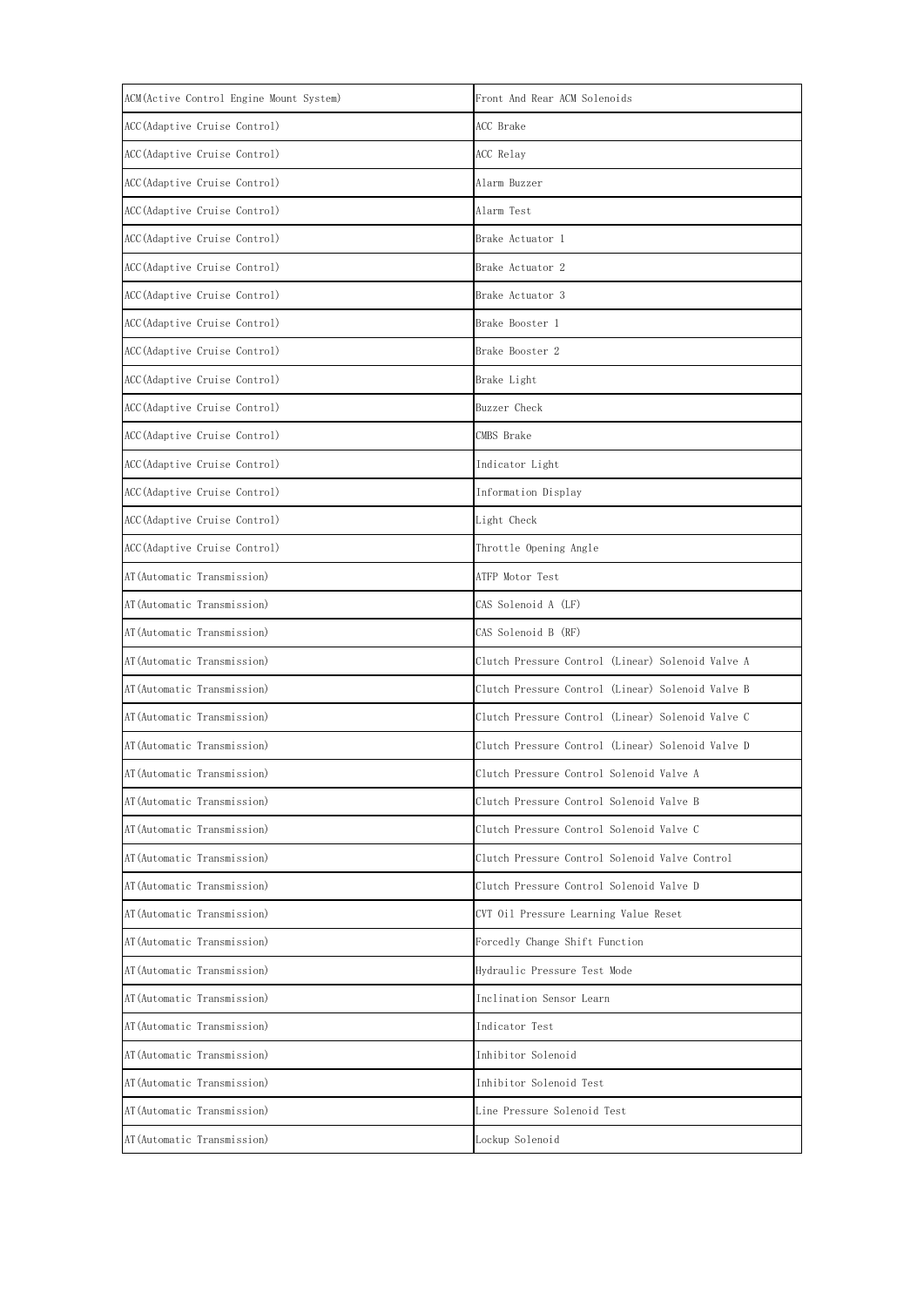| ACM(Active Control Engine Mount System) | Front And Rear ACM Solenoids |
|---|---|
| ACC(Adaptive Cruise Control) | ACC Brake |
| ACC(Adaptive Cruise Control) | ACC Relay |
| ACC(Adaptive Cruise Control) | Alarm Buzzer |
| ACC(Adaptive Cruise Control) | Alarm Test |
| ACC(Adaptive Cruise Control) | Brake Actuator 1 |
| ACC(Adaptive Cruise Control) | Brake Actuator 2 |
| ACC(Adaptive Cruise Control) | Brake Actuator 3 |
| ACC(Adaptive Cruise Control) | Brake Booster 1 |
| ACC(Adaptive Cruise Control) | Brake Booster 2 |
| ACC(Adaptive Cruise Control) | Brake Light |
| ACC(Adaptive Cruise Control) | Buzzer Check |
| ACC(Adaptive Cruise Control) | CMBS Brake |
| ACC(Adaptive Cruise Control) | Indicator Light |
| ACC(Adaptive Cruise Control) | Information Display |
| ACC(Adaptive Cruise Control) | Light Check |
| ACC(Adaptive Cruise Control) | Throttle Opening Angle |
| AT(Automatic Transmission) | ATFP Motor Test |
| AT(Automatic Transmission) | CAS Solenoid A (LF) |
| AT(Automatic Transmission) | CAS Solenoid B (RF) |
| AT(Automatic Transmission) | Clutch Pressure Control (Linear) Solenoid Valve A |
| AT(Automatic Transmission) | Clutch Pressure Control (Linear) Solenoid Valve B |
| AT(Automatic Transmission) | Clutch Pressure Control (Linear) Solenoid Valve C |
| AT(Automatic Transmission) | Clutch Pressure Control (Linear) Solenoid Valve D |
| AT(Automatic Transmission) | Clutch Pressure Control Solenoid Valve A |
| AT(Automatic Transmission) | Clutch Pressure Control Solenoid Valve B |
| AT(Automatic Transmission) | Clutch Pressure Control Solenoid Valve C |
| AT(Automatic Transmission) | Clutch Pressure Control Solenoid Valve Control |
| AT(Automatic Transmission) | Clutch Pressure Control Solenoid Valve D |
| AT(Automatic Transmission) | CVT Oil Pressure Learning Value Reset |
| AT(Automatic Transmission) | Forcedly Change Shift Function |
| AT(Automatic Transmission) | Hydraulic Pressure Test Mode |
| AT(Automatic Transmission) | Inclination Sensor Learn |
| AT(Automatic Transmission) | Indicator Test |
| AT(Automatic Transmission) | Inhibitor Solenoid |
| AT(Automatic Transmission) | Inhibitor Solenoid Test |
| AT(Automatic Transmission) | Line Pressure Solenoid Test |
| AT(Automatic Transmission) | Lockup Solenoid |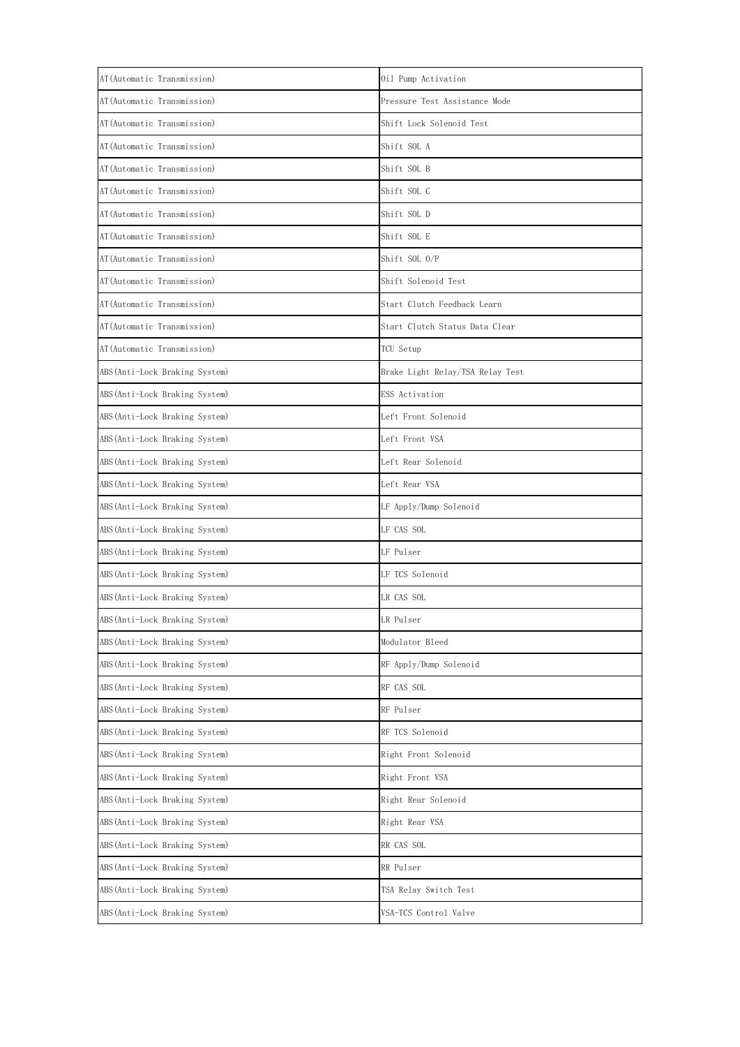| AT(Automatic Transmission) | Oil Pump Activation |
|---|---|
| AT(Automatic Transmission) | Pressure Test Assistance Mode |
| AT(Automatic Transmission) | Shift Lock Solenoid Test |
| AT(Automatic Transmission) | Shift SOL A |
| AT(Automatic Transmission) | Shift SOL B |
| AT(Automatic Transmission) | Shift SOL C |
| AT(Automatic Transmission) | Shift SOL D |
| AT(Automatic Transmission) | Shift SOL E |
| AT(Automatic Transmission) | Shift SOL O/P |
| AT(Automatic Transmission) | Shift Solenoid Test |
| AT(Automatic Transmission) | Start Clutch Feedback Learn |
| AT(Automatic Transmission) | Start Clutch Status Data Clear |
| AT(Automatic Transmission) | TCU Setup |
| ABS(Anti-Lock Braking System) | Brake Light Relay/TSA Relay Test |
| ABS(Anti-Lock Braking System) | ESS Activation |
| ABS(Anti-Lock Braking System) | Left Front Solenoid |
| ABS(Anti-Lock Braking System) | Left Front VSA |
| ABS(Anti-Lock Braking System) | Left Rear Solenoid |
| ABS(Anti-Lock Braking System) | Left Rear VSA |
| ABS(Anti-Lock Braking System) | LF Apply/Dump Solenoid |
| ABS(Anti-Lock Braking System) | LF CAS SOL |
| ABS(Anti-Lock Braking System) | LF Pulser |
| ABS(Anti-Lock Braking System) | LF TCS Solenoid |
| ABS(Anti-Lock Braking System) | LR CAS SOL |
| ABS(Anti-Lock Braking System) | LR Pulser |
| ABS(Anti-Lock Braking System) | Modulator Bleed |
| ABS(Anti-Lock Braking System) | RF Apply/Dump Solenoid |
| ABS(Anti-Lock Braking System) | RF CAS SOL |
| ABS(Anti-Lock Braking System) | RF Pulser |
| ABS(Anti-Lock Braking System) | RF TCS Solenoid |
| ABS(Anti-Lock Braking System) | Right Front Solenoid |
| ABS(Anti-Lock Braking System) | Right Front VSA |
| ABS(Anti-Lock Braking System) | Right Rear Solenoid |
| ABS(Anti-Lock Braking System) | Right Rear VSA |
| ABS(Anti-Lock Braking System) | RR CAS SOL |
| ABS(Anti-Lock Braking System) | RR Pulser |
| ABS(Anti-Lock Braking System) | TSA Relay Switch Test |
| ABS(Anti-Lock Braking System) | VSA-TCS Control Valve |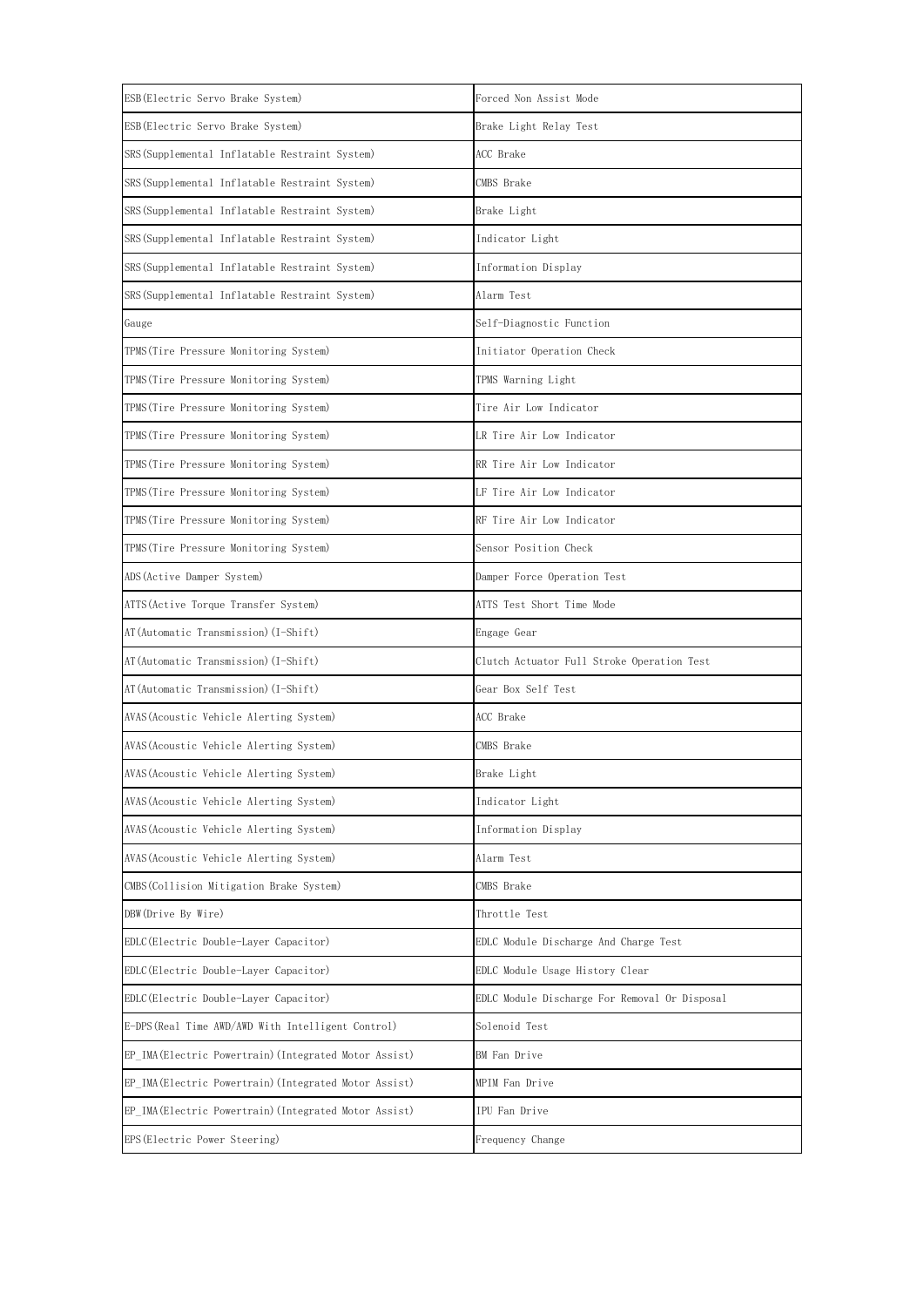| ESB(Electric Servo Brake System) | Forced Non Assist Mode |
|---|---|
| ESB(Electric Servo Brake System) | Brake Light Relay Test |
| SRS(Supplemental Inflatable Restraint System) | ACC Brake |
| SRS(Supplemental Inflatable Restraint System) | CMBS Brake |
| SRS(Supplemental Inflatable Restraint System) | Brake Light |
| SRS(Supplemental Inflatable Restraint System) | Indicator Light |
| SRS(Supplemental Inflatable Restraint System) | Information Display |
| SRS(Supplemental Inflatable Restraint System) | Alarm Test |
| Gauge | Self-Diagnostic Function |
| TPMS(Tire Pressure Monitoring System) | Initiator Operation Check |
| TPMS(Tire Pressure Monitoring System) | TPMS Warning Light |
| TPMS(Tire Pressure Monitoring System) | Tire Air Low Indicator |
| TPMS(Tire Pressure Monitoring System) | LR Tire Air Low Indicator |
| TPMS(Tire Pressure Monitoring System) | RR Tire Air Low Indicator |
| TPMS(Tire Pressure Monitoring System) | LF Tire Air Low Indicator |
| TPMS(Tire Pressure Monitoring System) | RF Tire Air Low Indicator |
| TPMS(Tire Pressure Monitoring System) | Sensor Position Check |
| ADS(Active Damper System) | Damper Force Operation Test |
| ATTS(Active Torque Transfer System) | ATTS Test Short Time Mode |
| AT(Automatic Transmission)(I-Shift) | Engage Gear |
| AT(Automatic Transmission)(I-Shift) | Clutch Actuator Full Stroke Operation Test |
| AT(Automatic Transmission)(I-Shift) | Gear Box Self Test |
| AVAS(Acoustic Vehicle Alerting System) | ACC Brake |
| AVAS(Acoustic Vehicle Alerting System) | CMBS Brake |
| AVAS(Acoustic Vehicle Alerting System) | Brake Light |
| AVAS(Acoustic Vehicle Alerting System) | Indicator Light |
| AVAS(Acoustic Vehicle Alerting System) | Information Display |
| AVAS(Acoustic Vehicle Alerting System) | Alarm Test |
| CMBS(Collision Mitigation Brake System) | CMBS Brake |
| DBW(Drive By Wire) | Throttle Test |
| EDLC(Electric Double-Layer Capacitor) | EDLC Module Discharge And Charge Test |
| EDLC(Electric Double-Layer Capacitor) | EDLC Module Usage History Clear |
| EDLC(Electric Double-Layer Capacitor) | EDLC Module Discharge For Removal Or Disposal |
| E-DPS(Real Time AWD/AWD With Intelligent Control) | Solenoid Test |
| EP_IMA(Electric Powertrain)(Integrated Motor Assist) | BM Fan Drive |
| EP_IMA(Electric Powertrain)(Integrated Motor Assist) | MPIM Fan Drive |
| EP_IMA(Electric Powertrain)(Integrated Motor Assist) | IPU Fan Drive |
| EPS(Electric Power Steering) | Frequency Change |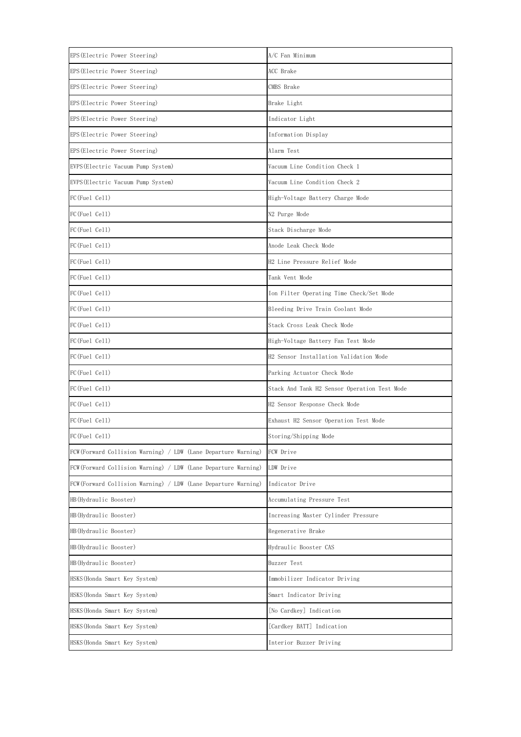| EPS(Electric Power Steering) | A/C Fan Minimum |
| --- | --- |
| EPS(Electric Power Steering) | ACC Brake |
| EPS(Electric Power Steering) | CMBS Brake |
| EPS(Electric Power Steering) | Brake Light |
| EPS(Electric Power Steering) | Indicator Light |
| EPS(Electric Power Steering) | Information Display |
| EPS(Electric Power Steering) | Alarm Test |
| EVPS(Electric Vacuum Pump System) | Vacuum Line Condition Check 1 |
| EVPS(Electric Vacuum Pump System) | Vacuum Line Condition Check 2 |
| FC(Fuel Cell) | High-Voltage Battery Charge Mode |
| FC(Fuel Cell) | N2 Purge Mode |
| FC(Fuel Cell) | Stack Discharge Mode |
| FC(Fuel Cell) | Anode Leak Check Mode |
| FC(Fuel Cell) | H2 Line Pressure Relief Mode |
| FC(Fuel Cell) | Tank Vent Mode |
| FC(Fuel Cell) | Ion Filter Operating Time Check/Set Mode |
| FC(Fuel Cell) | Bleeding Drive Train Coolant Mode |
| FC(Fuel Cell) | Stack Cross Leak Check Mode |
| FC(Fuel Cell) | High-Voltage Battery Fan Test Mode |
| FC(Fuel Cell) | H2 Sensor Installation Validation Mode |
| FC(Fuel Cell) | Parking Actuator Check Mode |
| FC(Fuel Cell) | Stack And Tank H2 Sensor Operation Test Mode |
| FC(Fuel Cell) | H2 Sensor Response Check Mode |
| FC(Fuel Cell) | Exhaust H2 Sensor Operation Test Mode |
| FC(Fuel Cell) | Storing/Shipping Mode |
| FCW(Forward Collision Warning) / LDW (Lane Departure Warning) | FCW Drive |
| FCW(Forward Collision Warning) / LDW (Lane Departure Warning) | LDW Drive |
| FCW(Forward Collision Warning) / LDW (Lane Departure Warning) | Indicator Drive |
| HB(Hydraulic Booster) | Accumulating Pressure Test |
| HB(Hydraulic Booster) | Increasing Master Cylinder Pressure |
| HB(Hydraulic Booster) | Regenerative Brake |
| HB(Hydraulic Booster) | Hydraulic Booster CAS |
| HB(Hydraulic Booster) | Buzzer Test |
| HSKS(Honda Smart Key System) | Immobilizer Indicator Driving |
| HSKS(Honda Smart Key System) | Smart Indicator Driving |
| HSKS(Honda Smart Key System) | [No Cardkey] Indication |
| HSKS(Honda Smart Key System) | [Cardkey BATT] Indication |
| HSKS(Honda Smart Key System) | Interior Buzzer Driving |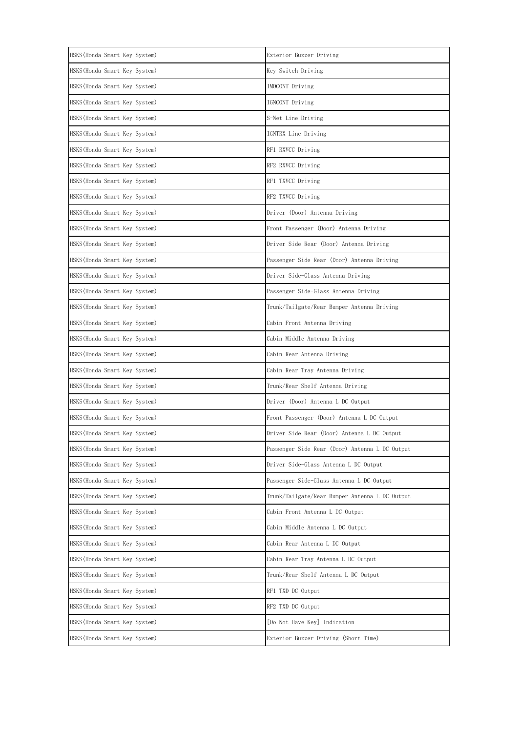| | |
|---|---|
| HSKS(Honda Smart Key System) | Exterior Buzzer Driving |
| HSKS(Honda Smart Key System) | Key Switch Driving |
| HSKS(Honda Smart Key System) | IMOCONT Driving |
| HSKS(Honda Smart Key System) | IGNCONT Driving |
| HSKS(Honda Smart Key System) | S-Net Line Driving |
| HSKS(Honda Smart Key System) | IGNTRX Line Driving |
| HSKS(Honda Smart Key System) | RF1 RXVCC Driving |
| HSKS(Honda Smart Key System) | RF2 RXVCC Driving |
| HSKS(Honda Smart Key System) | RF1 TXVCC Driving |
| HSKS(Honda Smart Key System) | RF2 TXVCC Driving |
| HSKS(Honda Smart Key System) | Driver (Door) Antenna Driving |
| HSKS(Honda Smart Key System) | Front Passenger (Door) Antenna Driving |
| HSKS(Honda Smart Key System) | Driver Side Rear (Door) Antenna Driving |
| HSKS(Honda Smart Key System) | Passenger Side Rear (Door) Antenna Driving |
| HSKS(Honda Smart Key System) | Driver Side-Glass Antenna Driving |
| HSKS(Honda Smart Key System) | Passenger Side-Glass Antenna Driving |
| HSKS(Honda Smart Key System) | Trunk/Tailgate/Rear Bumper Antenna Driving |
| HSKS(Honda Smart Key System) | Cabin Front Antenna Driving |
| HSKS(Honda Smart Key System) | Cabin Middle Antenna Driving |
| HSKS(Honda Smart Key System) | Cabin Rear Antenna Driving |
| HSKS(Honda Smart Key System) | Cabin Rear Tray Antenna Driving |
| HSKS(Honda Smart Key System) | Trunk/Rear Shelf Antenna Driving |
| HSKS(Honda Smart Key System) | Driver (Door) Antenna L DC Output |
| HSKS(Honda Smart Key System) | Front Passenger (Door) Antenna L DC Output |
| HSKS(Honda Smart Key System) | Driver Side Rear (Door) Antenna L DC Output |
| HSKS(Honda Smart Key System) | Passenger Side Rear (Door) Antenna L DC Output |
| HSKS(Honda Smart Key System) | Driver Side-Glass Antenna L DC Output |
| HSKS(Honda Smart Key System) | Passenger Side-Glass Antenna L DC Output |
| HSKS(Honda Smart Key System) | Trunk/Tailgate/Rear Bumper Antenna L DC Output |
| HSKS(Honda Smart Key System) | Cabin Front Antenna L DC Output |
| HSKS(Honda Smart Key System) | Cabin Middle Antenna L DC Output |
| HSKS(Honda Smart Key System) | Cabin Rear Antenna L DC Output |
| HSKS(Honda Smart Key System) | Cabin Rear Tray Antenna L DC Output |
| HSKS(Honda Smart Key System) | Trunk/Rear Shelf Antenna L DC Output |
| HSKS(Honda Smart Key System) | RF1 TXD DC Output |
| HSKS(Honda Smart Key System) | RF2 TXD DC Output |
| HSKS(Honda Smart Key System) | [Do Not Have Key] Indication |
| HSKS(Honda Smart Key System) | Exterior Buzzer Driving (Short Time) |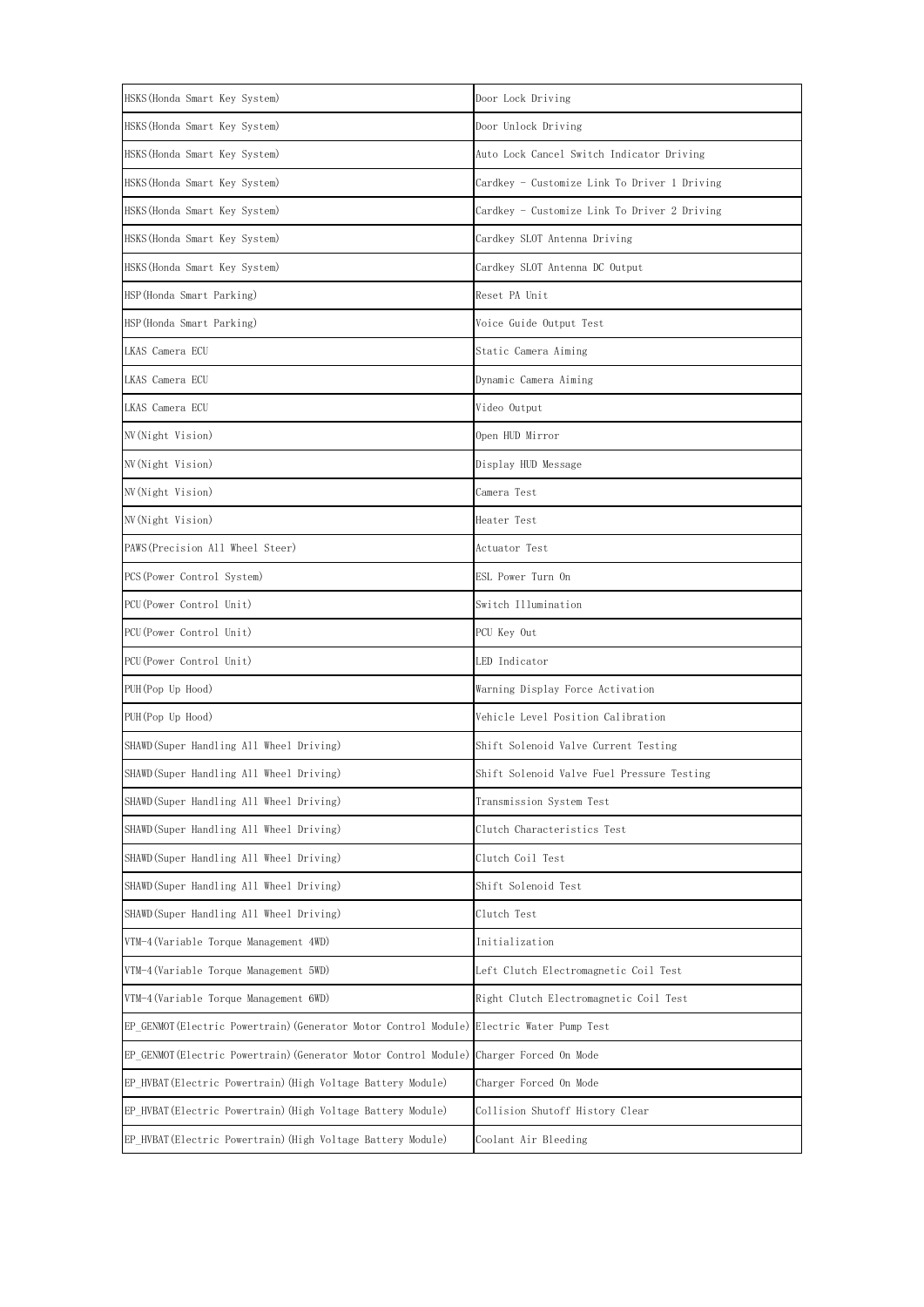| HSKS(Honda Smart Key System) | Door Lock Driving |
|---|---|
| HSKS(Honda Smart Key System) | Door Unlock Driving |
| HSKS(Honda Smart Key System) | Auto Lock Cancel Switch Indicator Driving |
| HSKS(Honda Smart Key System) | Cardkey - Customize Link To Driver 1 Driving |
| HSKS(Honda Smart Key System) | Cardkey - Customize Link To Driver 2 Driving |
| HSKS(Honda Smart Key System) | Cardkey SLOT Antenna Driving |
| HSKS(Honda Smart Key System) | Cardkey SLOT Antenna DC Output |
| HSP(Honda Smart Parking) | Reset PA Unit |
| HSP(Honda Smart Parking) | Voice Guide Output Test |
| LKAS Camera ECU | Static Camera Aiming |
| LKAS Camera ECU | Dynamic Camera Aiming |
| LKAS Camera ECU | Video Output |
| NV(Night Vision) | Open HUD Mirror |
| NV(Night Vision) | Display HUD Message |
| NV(Night Vision) | Camera Test |
| NV(Night Vision) | Heater Test |
| PAWS(Precision All Wheel Steer) | Actuator Test |
| PCS(Power Control System) | ESL Power Turn On |
| PCU(Power Control Unit) | Switch Illumination |
| PCU(Power Control Unit) | PCU Key Out |
| PCU(Power Control Unit) | LED Indicator |
| PUH(Pop Up Hood) | Warning Display Force Activation |
| PUH(Pop Up Hood) | Vehicle Level Position Calibration |
| SHAWD(Super Handling All Wheel Driving) | Shift Solenoid Valve Current Testing |
| SHAWD(Super Handling All Wheel Driving) | Shift Solenoid Valve Fuel Pressure Testing |
| SHAWD(Super Handling All Wheel Driving) | Transmission System Test |
| SHAWD(Super Handling All Wheel Driving) | Clutch Characteristics Test |
| SHAWD(Super Handling All Wheel Driving) | Clutch Coil Test |
| SHAWD(Super Handling All Wheel Driving) | Shift Solenoid Test |
| SHAWD(Super Handling All Wheel Driving) | Clutch Test |
| VTM-4(Variable Torque Management 4WD) | Initialization |
| VTM-4(Variable Torque Management 5WD) | Left Clutch Electromagnetic Coil Test |
| VTM-4(Variable Torque Management 6WD) | Right Clutch Electromagnetic Coil Test |
| EP_GENMOT(Electric Powertrain)(Generator Motor Control Module) | Electric Water Pump Test |
| EP_GENMOT(Electric Powertrain)(Generator Motor Control Module) | Charger Forced On Mode |
| EP_HVBAT(Electric Powertrain)(High Voltage Battery Module) | Charger Forced On Mode |
| EP_HVBAT(Electric Powertrain)(High Voltage Battery Module) | Collision Shutoff History Clear |
| EP_HVBAT(Electric Powertrain)(High Voltage Battery Module) | Coolant Air Bleeding |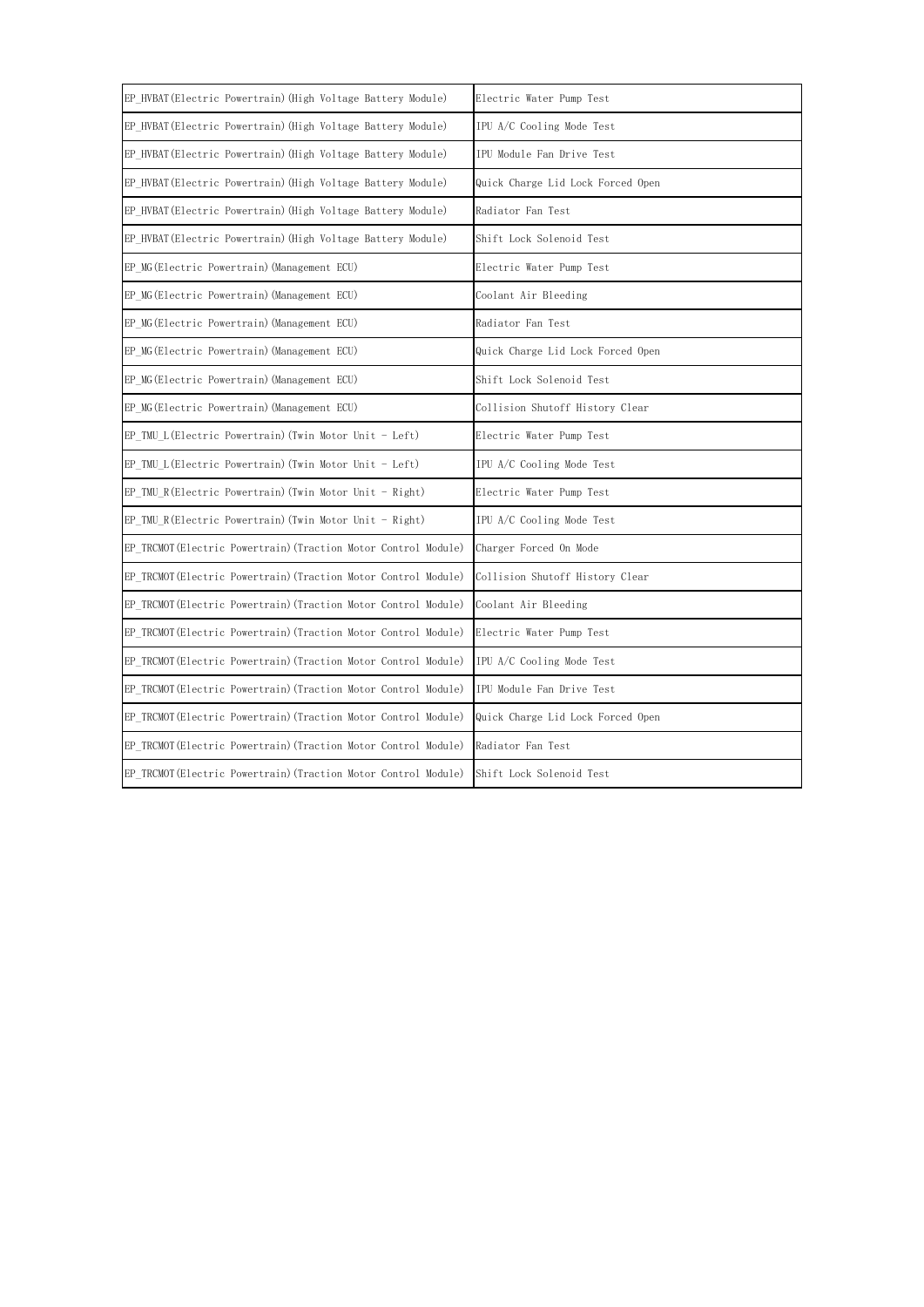| EP_HVBAT(Electric Powertrain)(High Voltage Battery Module) | Electric Water Pump Test |
|---|---|
| EP_HVBAT(Electric Powertrain)(High Voltage Battery Module) | IPU A/C Cooling Mode Test |
| EP_HVBAT(Electric Powertrain)(High Voltage Battery Module) | IPU Module Fan Drive Test |
| EP_HVBAT(Electric Powertrain)(High Voltage Battery Module) | Quick Charge Lid Lock Forced Open |
| EP_HVBAT(Electric Powertrain)(High Voltage Battery Module) | Radiator Fan Test |
| EP_HVBAT(Electric Powertrain)(High Voltage Battery Module) | Shift Lock Solenoid Test |
| EP_MG(Electric Powertrain)(Management ECU) | Electric Water Pump Test |
| EP_MG(Electric Powertrain)(Management ECU) | Coolant Air Bleeding |
| EP_MG(Electric Powertrain)(Management ECU) | Radiator Fan Test |
| EP_MG(Electric Powertrain)(Management ECU) | Quick Charge Lid Lock Forced Open |
| EP_MG(Electric Powertrain)(Management ECU) | Shift Lock Solenoid Test |
| EP_MG(Electric Powertrain)(Management ECU) | Collision Shutoff History Clear |
| EP_TMU_L(Electric Powertrain)(Twin Motor Unit - Left) | Electric Water Pump Test |
| EP_TMU_L(Electric Powertrain)(Twin Motor Unit - Left) | IPU A/C Cooling Mode Test |
| EP_TMU_R(Electric Powertrain)(Twin Motor Unit - Right) | Electric Water Pump Test |
| EP_TMU_R(Electric Powertrain)(Twin Motor Unit - Right) | IPU A/C Cooling Mode Test |
| EP_TRCMOT(Electric Powertrain)(Traction Motor Control Module) | Charger Forced On Mode |
| EP_TRCMOT(Electric Powertrain)(Traction Motor Control Module) | Collision Shutoff History Clear |
| EP_TRCMOT(Electric Powertrain)(Traction Motor Control Module) | Coolant Air Bleeding |
| EP_TRCMOT(Electric Powertrain)(Traction Motor Control Module) | Electric Water Pump Test |
| EP_TRCMOT(Electric Powertrain)(Traction Motor Control Module) | IPU A/C Cooling Mode Test |
| EP_TRCMOT(Electric Powertrain)(Traction Motor Control Module) | IPU Module Fan Drive Test |
| EP_TRCMOT(Electric Powertrain)(Traction Motor Control Module) | Quick Charge Lid Lock Forced Open |
| EP_TRCMOT(Electric Powertrain)(Traction Motor Control Module) | Radiator Fan Test |
| EP_TRCMOT(Electric Powertrain)(Traction Motor Control Module) | Shift Lock Solenoid Test |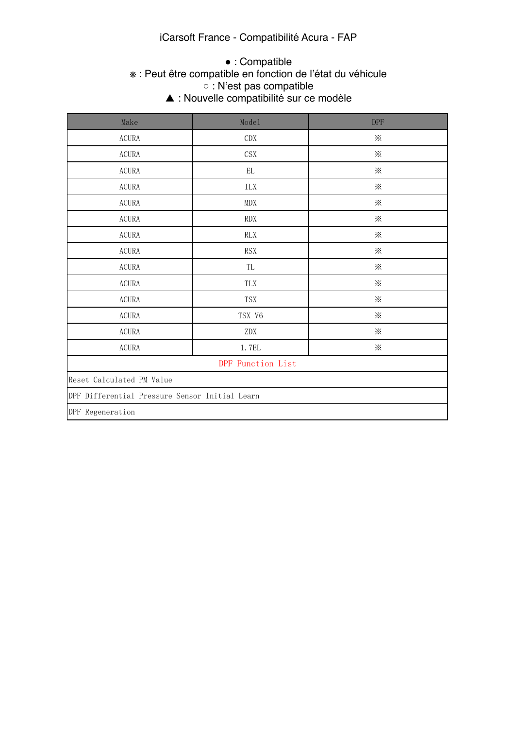# iCarsoft France - Compatibilité Acura - FAP

● : Compatible
※ : Peut être compatible en fonction de l'état du véhicule
○ : N'est pas compatible
▲ : Nouvelle compatibilité sur ce modèle

| Make | Model | DPF |
|---|---|---|
| ACURA | CDX | ※ |
| ACURA | CSX | ※ |
| ACURA | EL | ※ |
| ACURA | ILX | ※ |
| ACURA | MDX | ※ |
| ACURA | RDX | ※ |
| ACURA | RLX | ※ |
| ACURA | RSX | ※ |
| ACURA | TL | ※ |
| ACURA | TLX | ※ |
| ACURA | TSX | ※ |
| ACURA | TSX V6 | ※ |
| ACURA | ZDX | ※ |
| ACURA | 1.7EL | ※ |

| DPF Function List |
|---|
| Reset Calculated PM Value |
| DPF Differential Pressure Sensor Initial Learn |
| DPF Regeneration |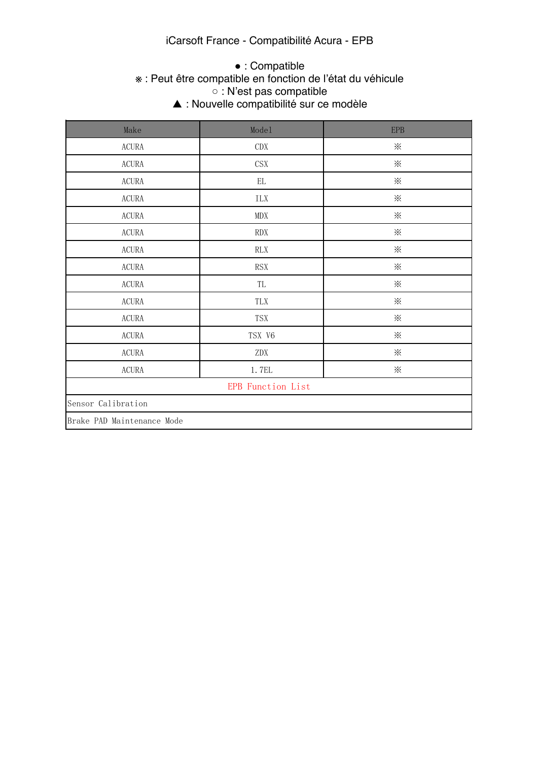iCarsoft France - Compatibilité Acura - EPB

● : Compatible
※ : Peut être compatible en fonction de l'état du véhicule
○ : N'est pas compatible
▲ : Nouvelle compatibilité sur ce modèle

| Make | Model | EPB |
|---|---|---|
| ACURA | CDX | ※ |
| ACURA | CSX | ※ |
| ACURA | EL | ※ |
| ACURA | ILX | ※ |
| ACURA | MDX | ※ |
| ACURA | RDX | ※ |
| ACURA | RLX | ※ |
| ACURA | RSX | ※ |
| ACURA | TL | ※ |
| ACURA | TLX | ※ |
| ACURA | TSX | ※ |
| ACURA | TSX V6 | ※ |
| ACURA | ZDX | ※ |
| ACURA | 1.7EL | ※ |
| EPB Function List | | |
| Sensor Calibration | | |
| Brake PAD Maintenance Mode | | |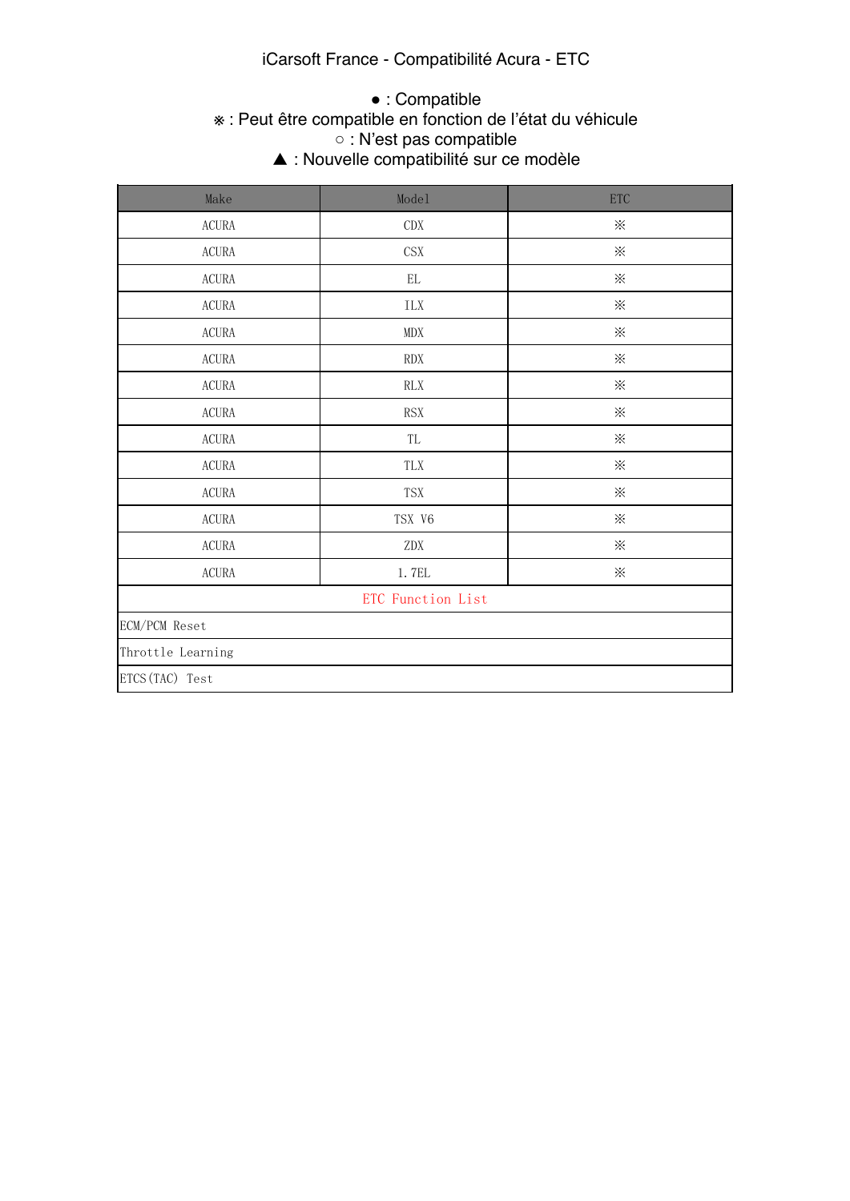iCarsoft France - Compatibilité Acura - ETC

● : Compatible
※ : Peut être compatible en fonction de l'état du véhicule
○ : N'est pas compatible
▲ : Nouvelle compatibilité sur ce modèle

| Make | Model | ETC |
| --- | --- | --- |
| ACURA | CDX | ※ |
| ACURA | CSX | ※ |
| ACURA | EL | ※ |
| ACURA | ILX | ※ |
| ACURA | MDX | ※ |
| ACURA | RDX | ※ |
| ACURA | RLX | ※ |
| ACURA | RSX | ※ |
| ACURA | TL | ※ |
| ACURA | TLX | ※ |
| ACURA | TSX | ※ |
| ACURA | TSX V6 | ※ |
| ACURA | ZDX | ※ |
| ACURA | 1.7EL | ※ |

| ETC Function List |
| --- |
| ECM/PCM Reset |
| Throttle Learning |
| ETCS(TAC) Test |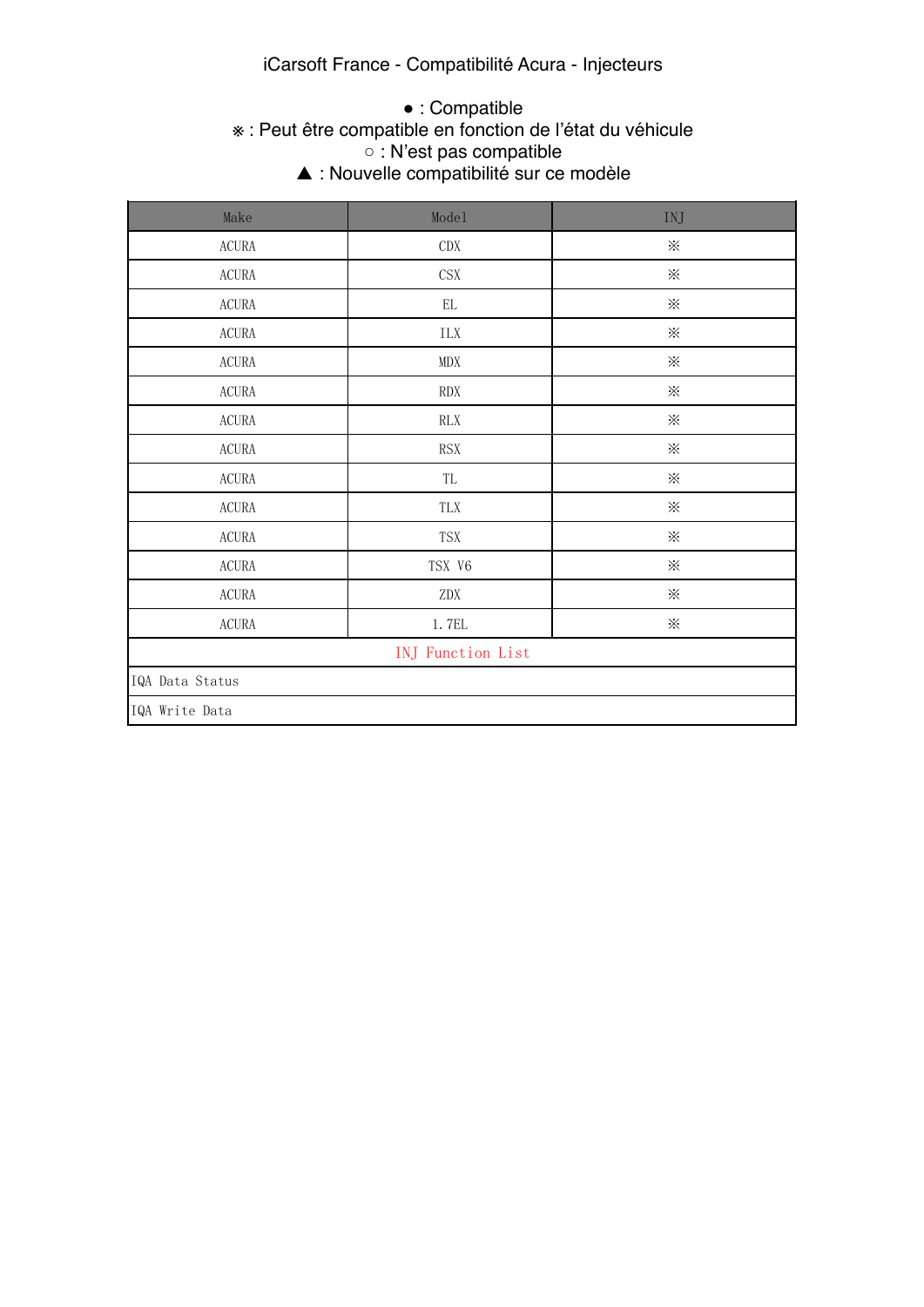iCarsoft France - Compatibilité Acura - Injecteurs

● : Compatible
※ : Peut être compatible en fonction de l'état du véhicule
○ : N'est pas compatible
▲ : Nouvelle compatibilité sur ce modèle

| Make | Model | INJ |
|---|---|---|
| ACURA | CDX | ※ |
| ACURA | CSX | ※ |
| ACURA | EL | ※ |
| ACURA | ILX | ※ |
| ACURA | MDX | ※ |
| ACURA | RDX | ※ |
| ACURA | RLX | ※ |
| ACURA | RSX | ※ |
| ACURA | TL | ※ |
| ACURA | TLX | ※ |
| ACURA | TSX | ※ |
| ACURA | TSX V6 | ※ |
| ACURA | ZDX | ※ |
| ACURA | 1.7EL | ※ |
| INJ Function List | | |
| IQA Data Status | | |
| IQA Write Data | | |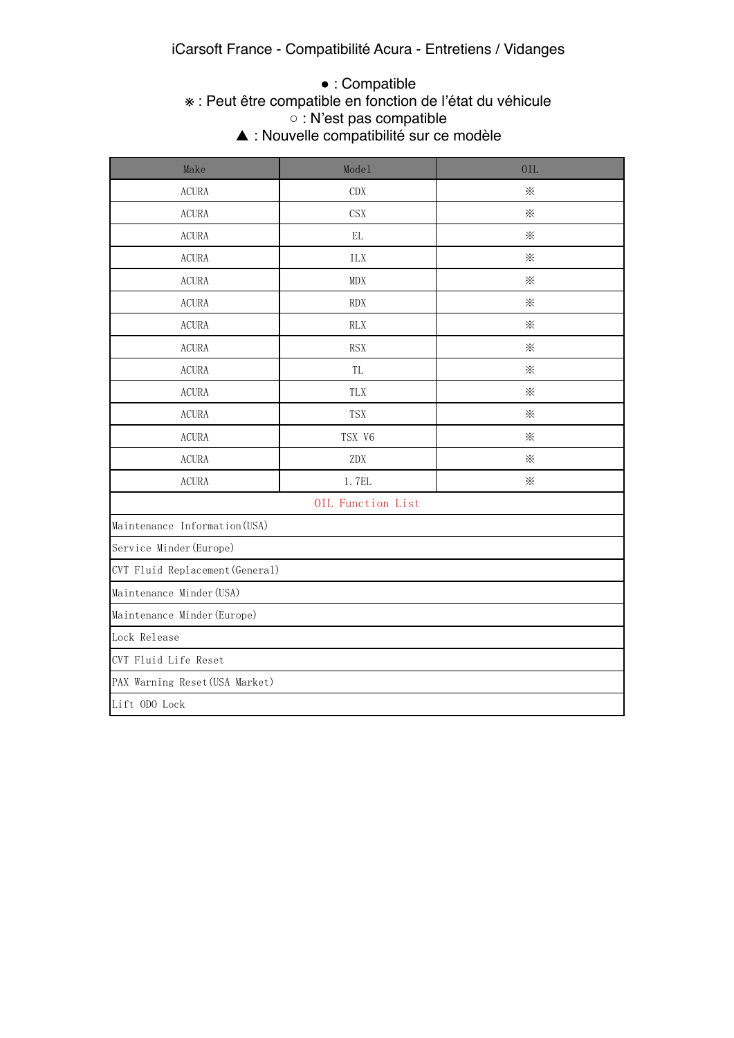iCarsoft France - Compatibilité Acura - Entretiens / Vidanges

● : Compatible
※ : Peut être compatible en fonction de l'état du véhicule
○ : N'est pas compatible
▲ : Nouvelle compatibilité sur ce modèle

| Make | Model | OIL |
|---|---|---|
| ACURA | CDX | ※ |
| ACURA | CSX | ※ |
| ACURA | EL | ※ |
| ACURA | ILX | ※ |
| ACURA | MDX | ※ |
| ACURA | RDX | ※ |
| ACURA | RLX | ※ |
| ACURA | RSX | ※ |
| ACURA | TL | ※ |
| ACURA | TLX | ※ |
| ACURA | TSX | ※ |
| ACURA | TSX V6 | ※ |
| ACURA | ZDX | ※ |
| ACURA | 1.7EL | ※ |

| OIL Function List |
|---|
| Maintenance Information(USA) |
| Service Minder(Europe) |
| CVT Fluid Replacement(General) |
| Maintenance Minder(USA) |
| Maintenance Minder(Europe) |
| Lock Release |
| CVT Fluid Life Reset |
| PAX Warning Reset(USA Market) |
| Lift ODO Lock |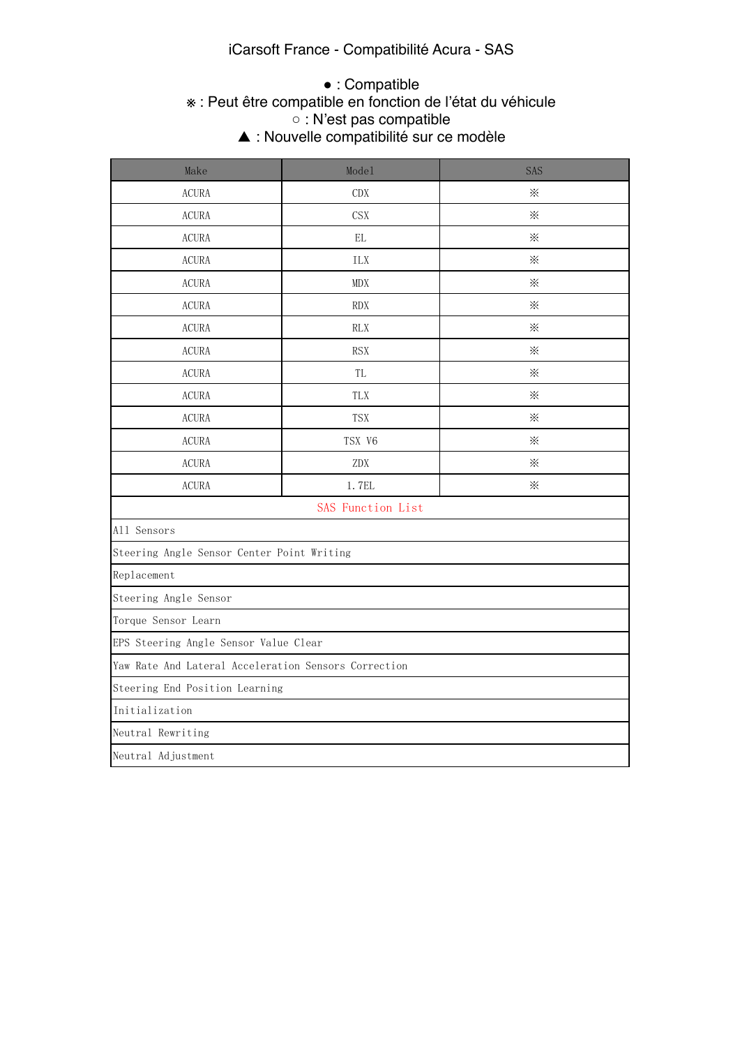# iCarsoft France - Compatibilité Acura - SAS

● : Compatible
※ : Peut être compatible en fonction de l'état du véhicule
○ : N'est pas compatible
▲ : Nouvelle compatibilité sur ce modèle

| Make | Model | SAS |
|---|---|---|
| ACURA | CDX | ※ |
| ACURA | CSX | ※ |
| ACURA | EL | ※ |
| ACURA | ILX | ※ |
| ACURA | MDX | ※ |
| ACURA | RDX | ※ |
| ACURA | RLX | ※ |
| ACURA | RSX | ※ |
| ACURA | TL | ※ |
| ACURA | TLX | ※ |
| ACURA | TSX | ※ |
| ACURA | TSX V6 | ※ |
| ACURA | ZDX | ※ |
| ACURA | 1.7EL | ※ |

| SAS Function List |
|---|
| All Sensors |
| Steering Angle Sensor Center Point Writing |
| Replacement |
| Steering Angle Sensor |
| Torque Sensor Learn |
| EPS Steering Angle Sensor Value Clear |
| Yaw Rate And Lateral Acceleration Sensors Correction |
| Steering End Position Learning |
| Initialization |
| Neutral Rewriting |
| Neutral Adjustment |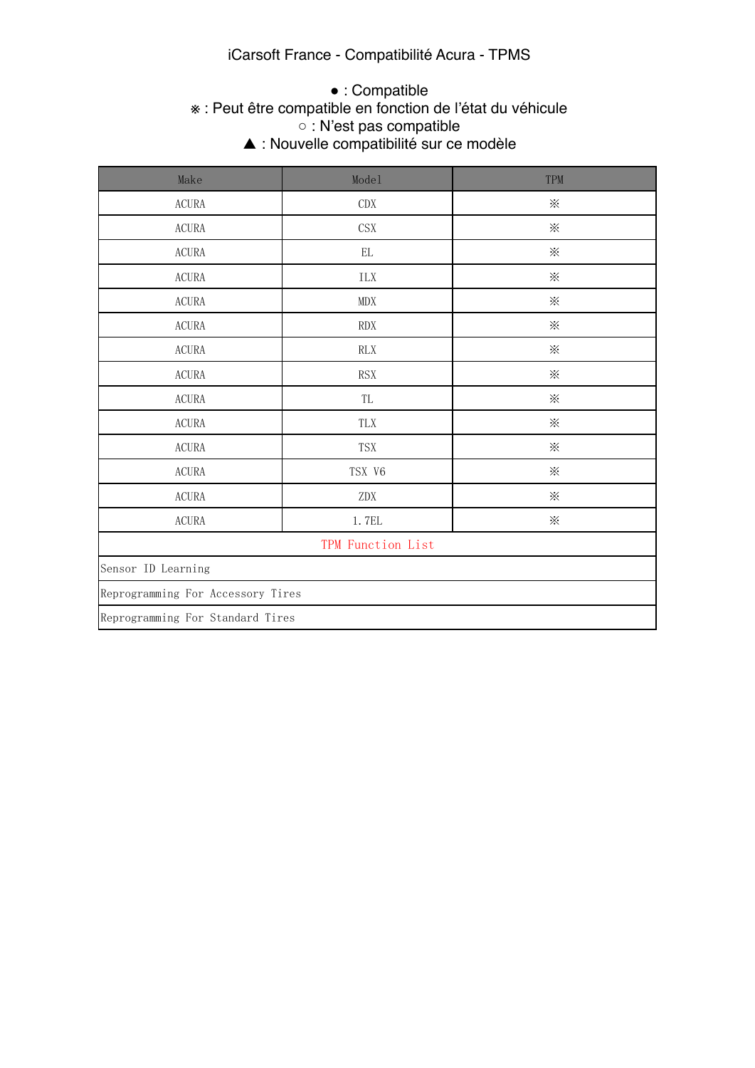# iCarsoft France - Compatibilité Acura - TPMS

● : Compatible
※ : Peut être compatible en fonction de l'état du véhicule
○ : N'est pas compatible
▲ : Nouvelle compatibilité sur ce modèle

| Make | Model | TPM |
|---|---|---|
| ACURA | CDX | ※ |
| ACURA | CSX | ※ |
| ACURA | EL | ※ |
| ACURA | ILX | ※ |
| ACURA | MDX | ※ |
| ACURA | RDX | ※ |
| ACURA | RLX | ※ |
| ACURA | RSX | ※ |
| ACURA | TL | ※ |
| ACURA | TLX | ※ |
| ACURA | TSX | ※ |
| ACURA | TSX V6 | ※ |
| ACURA | ZDX | ※ |
| ACURA | 1.7EL | ※ |
| TPM Function List | | |
| Sensor ID Learning | | |
| Reprogramming For Accessory Tires | | |
| Reprogramming For Standard Tires | | |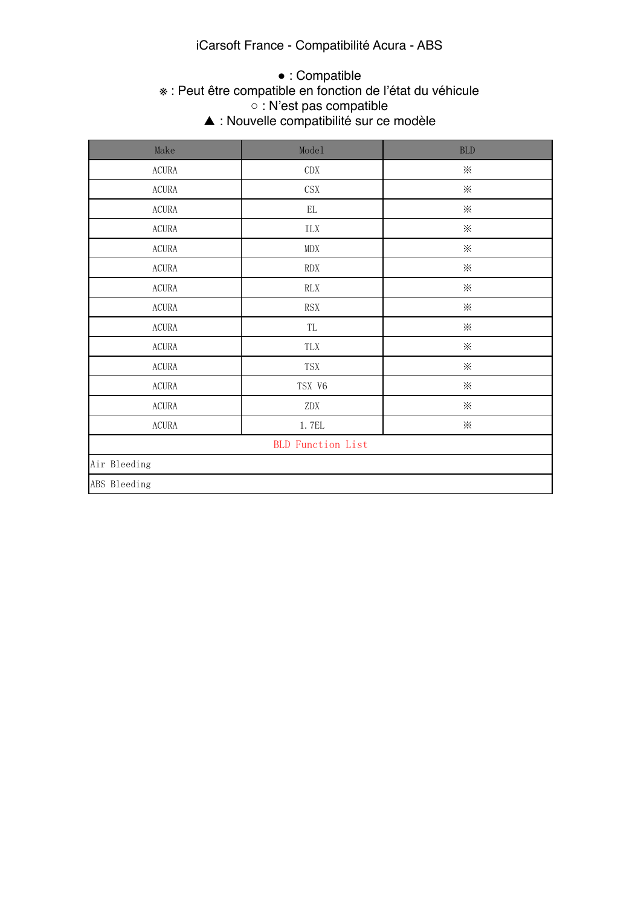iCarsoft France - Compatibilité Acura - ABS

● : Compatible
※ : Peut être compatible en fonction de l'état du véhicule
○ : N'est pas compatible
▲ : Nouvelle compatibilité sur ce modèle

| Make | Model | BLD |
|---|---|---|
| ACURA | CDX | ※ |
| ACURA | CSX | ※ |
| ACURA | EL | ※ |
| ACURA | ILX | ※ |
| ACURA | MDX | ※ |
| ACURA | RDX | ※ |
| ACURA | RLX | ※ |
| ACURA | RSX | ※ |
| ACURA | TL | ※ |
| ACURA | TLX | ※ |
| ACURA | TSX | ※ |
| ACURA | TSX V6 | ※ |
| ACURA | ZDX | ※ |
| ACURA | 1.7EL | ※ |

| BLD Function List |
|---|
| Air Bleeding |
| ABS Bleeding |